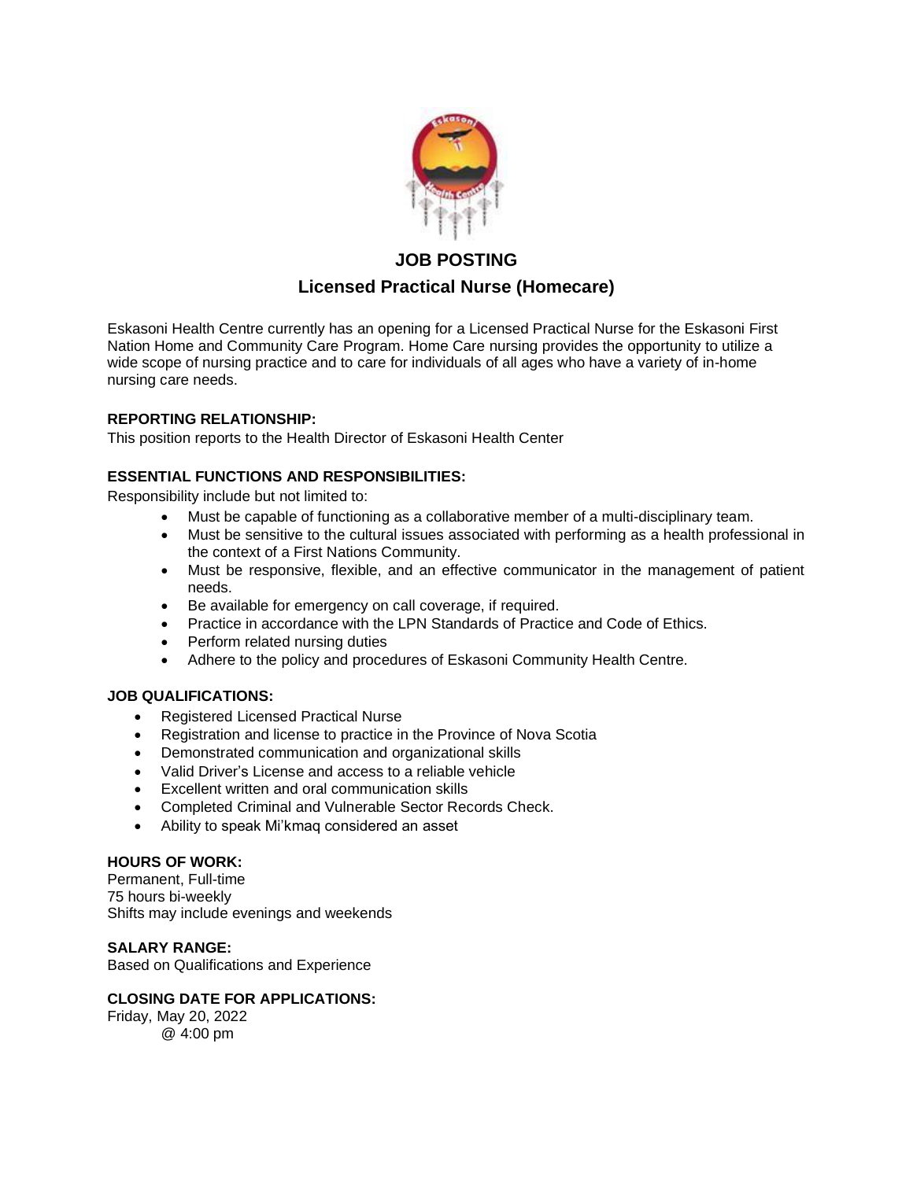# JOB POSTING

## Licensed Practical Nurse (Homecare)

Eskasoni Health Centre currently has an opening for a Licensed Practical Nurse for the Eskasoni First Nation Home and Community Care Program. Home Care nursing provides the opportunity to utilize a wide scope of nursing practice and to care for individuals of all ages who have a variety of in-home nursing care needs.

**REPORTING RELATIONSHIP:**
This position reports to the Health Director of Eskasoni Health Center

**ESSENTIAL FUNCTIONS AND RESPONSIBILITIES:**
Responsibility include but not limited to:

- Must be capable of functioning as a collaborative member of a multi-disciplinary team.
- Must be sensitive to the cultural issues associated with performing as a health professional in the context of a First Nations Community.
- Must be responsive, flexible, and an effective communicator in the management of patient needs.
- Be available for emergency on call coverage, if required.
- Practice in accordance with the LPN Standards of Practice and Code of Ethics.
- Perform related nursing duties
- Adhere to the policy and procedures of Eskasoni Community Health Centre.

**JOB QUALIFICATIONS:**

- Registered Licensed Practical Nurse
- Registration and license to practice in the Province of Nova Scotia
- Demonstrated communication and organizational skills
- Valid Driver's License and access to a reliable vehicle
- Excellent written and oral communication skills
- Completed Criminal and Vulnerable Sector Records Check.
- Ability to speak Mi'kmaq considered an asset

**HOURS OF WORK:**
Permanent, Full-time
75 hours bi-weekly
Shifts may include evenings and weekends

**SALARY RANGE:**
Based on Qualifications and Experience

**CLOSING DATE FOR APPLICATIONS:**
Friday, May 20, 2022
@ 4:00 pm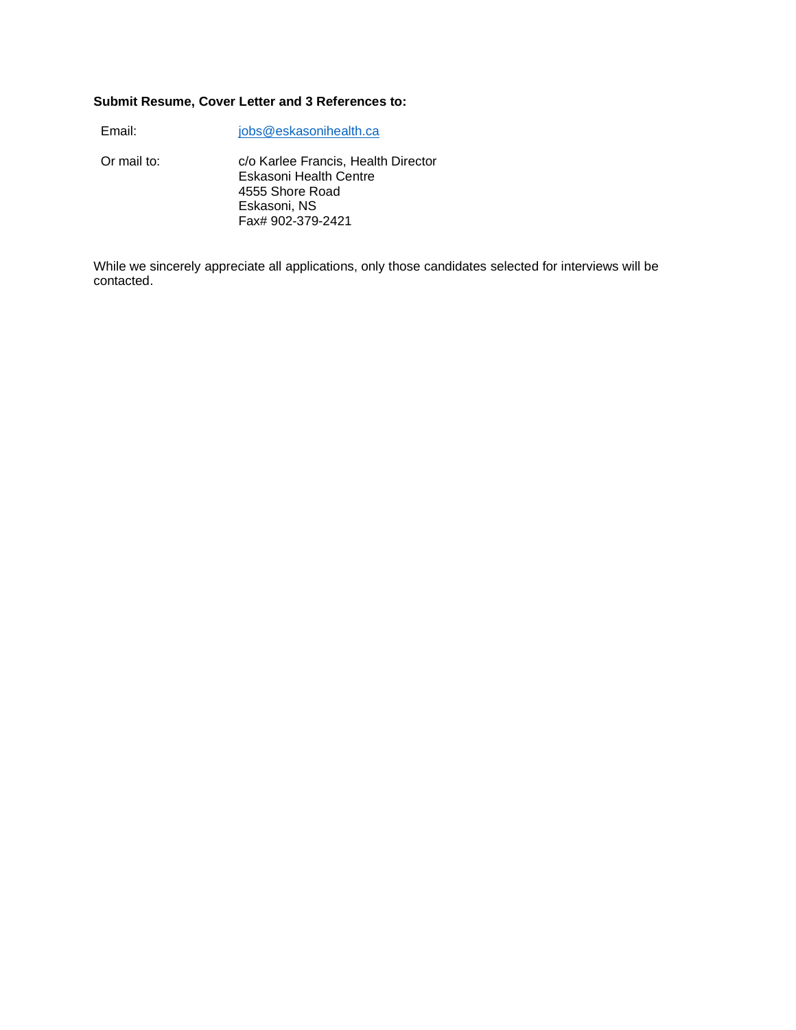**Submit Resume, Cover Letter and 3 References to:**

| | |
|---|---|
| Email: | jobs@eskasonihealth.ca |
| Or mail to: | c/o Karlee Francis, Health Director<br>Eskasoni Health Centre<br>4555 Shore Road<br>Eskasoni, NS<br>Fax# 902-379-2421 |

While we sincerely appreciate all applications, only those candidates selected for interviews will be contacted.